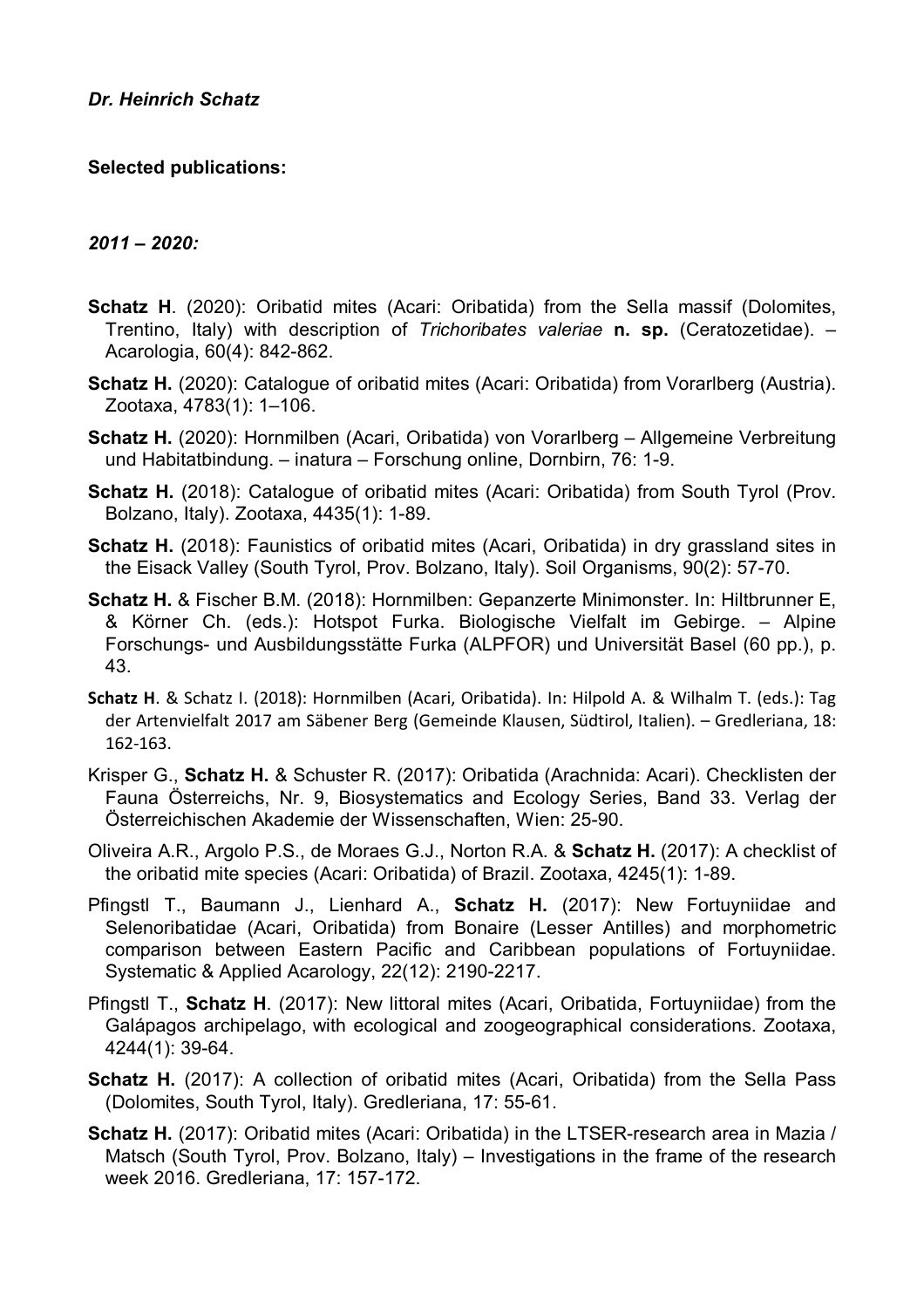***Dr. Heinrich Schatz***

**Selected publications:**

***2011 – 2020:***

**Schatz H**. (2020): Oribatid mites (Acari: Oribatida) from the Sella massif (Dolomites, Trentino, Italy) with description of *Trichoribates valeriae* **n. sp.** (Ceratozetidae). – Acarologia, 60(4): 842-862.

**Schatz H.** (2020): Catalogue of oribatid mites (Acari: Oribatida) from Vorarlberg (Austria). Zootaxa, 4783(1): 1–106.

**Schatz H.** (2020): Hornmilben (Acari, Oribatida) von Vorarlberg – Allgemeine Verbreitung und Habitatbindung. – inatura – Forschung online, Dornbirn, 76: 1-9.

**Schatz H.** (2018): Catalogue of oribatid mites (Acari: Oribatida) from South Tyrol (Prov. Bolzano, Italy). Zootaxa, 4435(1): 1-89.

**Schatz H.** (2018): Faunistics of oribatid mites (Acari, Oribatida) in dry grassland sites in the Eisack Valley (South Tyrol, Prov. Bolzano, Italy). Soil Organisms, 90(2): 57-70.

**Schatz H.** & Fischer B.M. (2018): Hornmilben: Gepanzerte Minimonster. In: Hiltbrunner E, & Körner Ch. (eds.): Hotspot Furka. Biologische Vielfalt im Gebirge. – Alpine Forschungs- und Ausbildungsstätte Furka (ALPFOR) und Universität Basel (60 pp.), p. 43.

**Schatz H**. & Schatz I. (2018): Hornmilben (Acari, Oribatida). In: Hilpold A. & Wilhalm T. (eds.): Tag der Artenvielfalt 2017 am Säbener Berg (Gemeinde Klausen, Südtirol, Italien). – Gredleriana, 18: 162-163.

Krisper G., **Schatz H.** & Schuster R. (2017): Oribatida (Arachnida: Acari). Checklisten der Fauna Österreichs, Nr. 9, Biosystematics and Ecology Series, Band 33. Verlag der Österreichischen Akademie der Wissenschaften, Wien: 25-90.

Oliveira A.R., Argolo P.S., de Moraes G.J., Norton R.A. & **Schatz H.** (2017): A checklist of the oribatid mite species (Acari: Oribatida) of Brazil. Zootaxa, 4245(1): 1-89.

Pfingstl T., Baumann J., Lienhard A., **Schatz H.** (2017): New Fortuyniidae and Selenoribatidae (Acari, Oribatida) from Bonaire (Lesser Antilles) and morphometric comparison between Eastern Pacific and Caribbean populations of Fortuyniidae. Systematic & Applied Acarology, 22(12): 2190-2217.

Pfingstl T., **Schatz H**. (2017): New littoral mites (Acari, Oribatida, Fortuyniidae) from the Galápagos archipelago, with ecological and zoogeographical considerations. Zootaxa, 4244(1): 39-64.

**Schatz H.** (2017): A collection of oribatid mites (Acari, Oribatida) from the Sella Pass (Dolomites, South Tyrol, Italy). Gredleriana, 17: 55-61.

**Schatz H.** (2017): Oribatid mites (Acari: Oribatida) in the LTSER-research area in Mazia / Matsch (South Tyrol, Prov. Bolzano, Italy) – Investigations in the frame of the research week 2016. Gredleriana, 17: 157-172.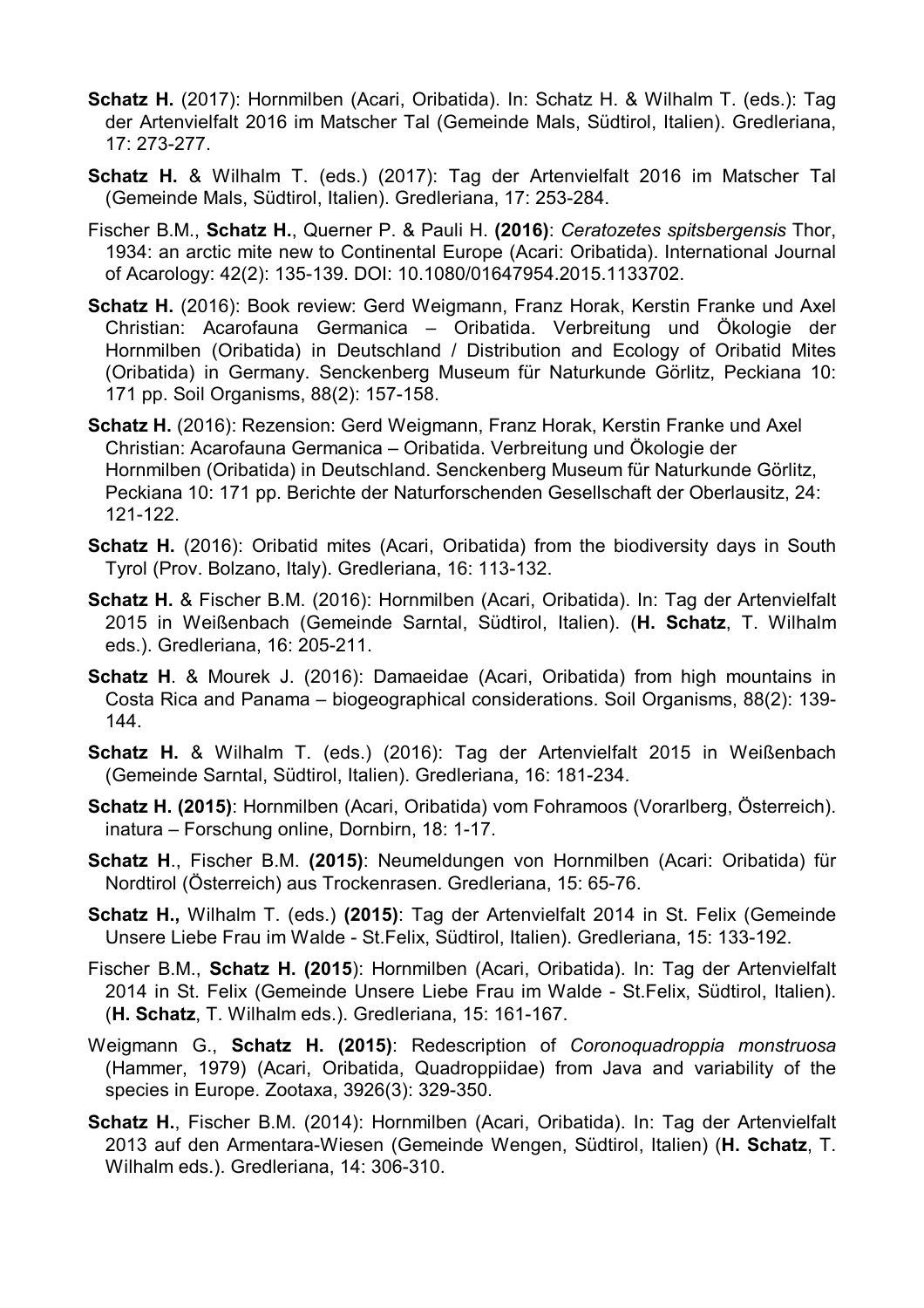**Schatz H.** (2017): Hornmilben (Acari, Oribatida). In: Schatz H. & Wilhalm T. (eds.): Tag der Artenvielfalt 2016 im Matscher Tal (Gemeinde Mals, Südtirol, Italien). Gredleriana, 17: 273-277.

**Schatz H.** & Wilhalm T. (eds.) (2017): Tag der Artenvielfalt 2016 im Matscher Tal (Gemeinde Mals, Südtirol, Italien). Gredleriana, 17: 253-284.

Fischer B.M., **Schatz H.**, Querner P. & Pauli H. **(2016)**: *Ceratozetes spitsbergensis* Thor, 1934: an arctic mite new to Continental Europe (Acari: Oribatida). International Journal of Acarology: 42(2): 135-139. DOI: 10.1080/01647954.2015.1133702.

**Schatz H.** (2016): Book review: Gerd Weigmann, Franz Horak, Kerstin Franke und Axel Christian: Acarofauna Germanica – Oribatida. Verbreitung und Ökologie der Hornmilben (Oribatida) in Deutschland / Distribution and Ecology of Oribatid Mites (Oribatida) in Germany. Senckenberg Museum für Naturkunde Görlitz, Peckiana 10: 171 pp. Soil Organisms, 88(2): 157-158.

**Schatz H.** (2016): Rezension: Gerd Weigmann, Franz Horak, Kerstin Franke und Axel Christian: Acarofauna Germanica – Oribatida. Verbreitung und Ökologie der Hornmilben (Oribatida) in Deutschland. Senckenberg Museum für Naturkunde Görlitz, Peckiana 10: 171 pp. Berichte der Naturforschenden Gesellschaft der Oberlausitz, 24: 121-122.

**Schatz H.** (2016): Oribatid mites (Acari, Oribatida) from the biodiversity days in South Tyrol (Prov. Bolzano, Italy). Gredleriana, 16: 113-132.

**Schatz H.** & Fischer B.M. (2016): Hornmilben (Acari, Oribatida). In: Tag der Artenvielfalt 2015 in Weißenbach (Gemeinde Sarntal, Südtirol, Italien). (**H. Schatz**, T. Wilhalm eds.). Gredleriana, 16: 205-211.

**Schatz H**. & Mourek J. (2016): Damaeidae (Acari, Oribatida) from high mountains in Costa Rica and Panama – biogeographical considerations. Soil Organisms, 88(2): 139-144.

**Schatz H.** & Wilhalm T. (eds.) (2016): Tag der Artenvielfalt 2015 in Weißenbach (Gemeinde Sarntal, Südtirol, Italien). Gredleriana, 16: 181-234.

**Schatz H. (2015)**: Hornmilben (Acari, Oribatida) vom Fohramoos (Vorarlberg, Österreich). inatura – Forschung online, Dornbirn, 18: 1-17.

**Schatz H**., Fischer B.M. **(2015)**: Neumeldungen von Hornmilben (Acari: Oribatida) für Nordtirol (Österreich) aus Trockenrasen. Gredleriana, 15: 65-76.

**Schatz H.,** Wilhalm T. (eds.) **(2015)**: Tag der Artenvielfalt 2014 in St. Felix (Gemeinde Unsere Liebe Frau im Walde - St.Felix, Südtirol, Italien). Gredleriana, 15: 133-192.

Fischer B.M., **Schatz H. (2015**): Hornmilben (Acari, Oribatida). In: Tag der Artenvielfalt 2014 in St. Felix (Gemeinde Unsere Liebe Frau im Walde - St.Felix, Südtirol, Italien). (**H. Schatz**, T. Wilhalm eds.). Gredleriana, 15: 161-167.

Weigmann G., **Schatz H. (2015)**: Redescription of *Coronoquadroppia monstruosa* (Hammer, 1979) (Acari, Oribatida, Quadroppiidae) from Java and variability of the species in Europe. Zootaxa, 3926(3): 329-350.

**Schatz H.**, Fischer B.M. (2014): Hornmilben (Acari, Oribatida). In: Tag der Artenvielfalt 2013 auf den Armentara-Wiesen (Gemeinde Wengen, Südtirol, Italien) (**H. Schatz**, T. Wilhalm eds.). Gredleriana, 14: 306-310.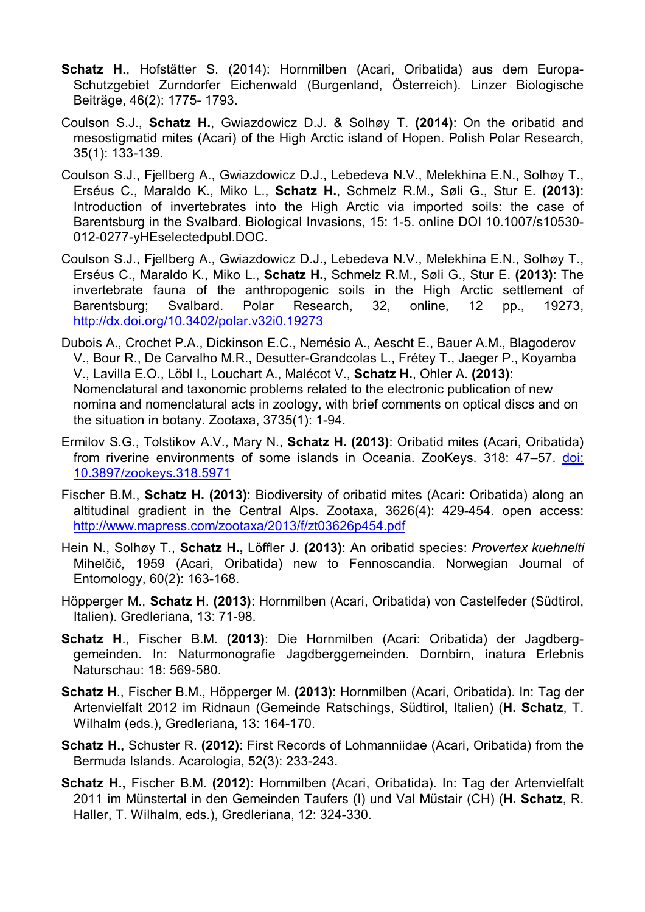**Schatz H.**, Hofstätter S. (2014): Hornmilben (Acari, Oribatida) aus dem Europa-Schutzgebiet Zurndorfer Eichenwald (Burgenland, Österreich). Linzer Biologische Beiträge, 46(2): 1775- 1793.

Coulson S.J., **Schatz H.**, Gwiazdowicz D.J. & Solhøy T. **(2014)**: On the oribatid and mesostigmatid mites (Acari) of the High Arctic island of Hopen. Polish Polar Research, 35(1): 133-139.

Coulson S.J., Fjellberg A., Gwiazdowicz D.J., Lebedeva N.V., Melekhina E.N., Solhøy T., Erséus C., Maraldo K., Miko L., **Schatz H.**, Schmelz R.M., Søli G., Stur E. **(2013)**: Introduction of invertebrates into the High Arctic via imported soils: the case of Barentsburg in the Svalbard. Biological Invasions, 15: 1-5. online DOI 10.1007/s10530-012-0277-yHEselectedpubl.DOC.

Coulson S.J., Fjellberg A., Gwiazdowicz D.J., Lebedeva N.V., Melekhina E.N., Solhøy T., Erséus C., Maraldo K., Miko L., **Schatz H.**, Schmelz R.M., Søli G., Stur E. **(2013)**: The invertebrate fauna of the anthropogenic soils in the High Arctic settlement of Barentsburg; Svalbard. Polar Research, 32, online, 12 pp., 19273, http://dx.doi.org/10.3402/polar.v32i0.19273

Dubois A., Crochet P.A., Dickinson E.C., Nemésio A., Aescht E., Bauer A.M., Blagoderov V., Bour R., De Carvalho M.R., Desutter-Grandcolas L., Frétey T., Jaeger P., Koyamba V., Lavilla E.O., Löbl I., Louchart A., Malécot V., **Schatz H.**, Ohler A. **(2013)**: Nomenclatural and taxonomic problems related to the electronic publication of new nomina and nomenclatural acts in zoology, with brief comments on optical discs and on the situation in botany. Zootaxa, 3735(1): 1-94.

Ermilov S.G., Tolstikov A.V., Mary N., **Schatz H. (2013)**: Oribatid mites (Acari, Oribatida) from riverine environments of some islands in Oceania. ZooKeys. 318: 47–57. doi: 10.3897/zookeys.318.5971

Fischer B.M., **Schatz H. (2013)**: Biodiversity of oribatid mites (Acari: Oribatida) along an altitudinal gradient in the Central Alps. Zootaxa, 3626(4): 429-454. open access: http://www.mapress.com/zootaxa/2013/f/zt03626p454.pdf

Hein N., Solhøy T., **Schatz H.,** Löffler J. **(2013)**: An oribatid species: *Provertex kuehnelti* Mihelčič, 1959 (Acari, Oribatida) new to Fennoscandia. Norwegian Journal of Entomology, 60(2): 163-168.

Höpperger M., **Schatz H**. **(2013)**: Hornmilben (Acari, Oribatida) von Castelfeder (Südtirol, Italien). Gredleriana, 13: 71-98.

**Schatz H**., Fischer B.M. **(2013)**: Die Hornmilben (Acari: Oribatida) der Jagdberggemeinden. In: Naturmonografie Jagdberggemeinden. Dornbirn, inatura Erlebnis Naturschau: 18: 569-580.

**Schatz H**., Fischer B.M., Höpperger M. **(2013)**: Hornmilben (Acari, Oribatida). In: Tag der Artenvielfalt 2012 im Ridnaun (Gemeinde Ratschings, Südtirol, Italien) (**H. Schatz**, T. Wilhalm (eds.), Gredleriana, 13: 164-170.

**Schatz H.,** Schuster R. **(2012)**: First Records of Lohmanniidae (Acari, Oribatida) from the Bermuda Islands. Acarologia, 52(3): 233-243.

**Schatz H.,** Fischer B.M. **(2012)**: Hornmilben (Acari, Oribatida). In: Tag der Artenvielfalt 2011 im Münstertal in den Gemeinden Taufers (I) und Val Müstair (CH) (**H. Schatz**, R. Haller, T. Wilhalm, eds.), Gredleriana, 12: 324-330.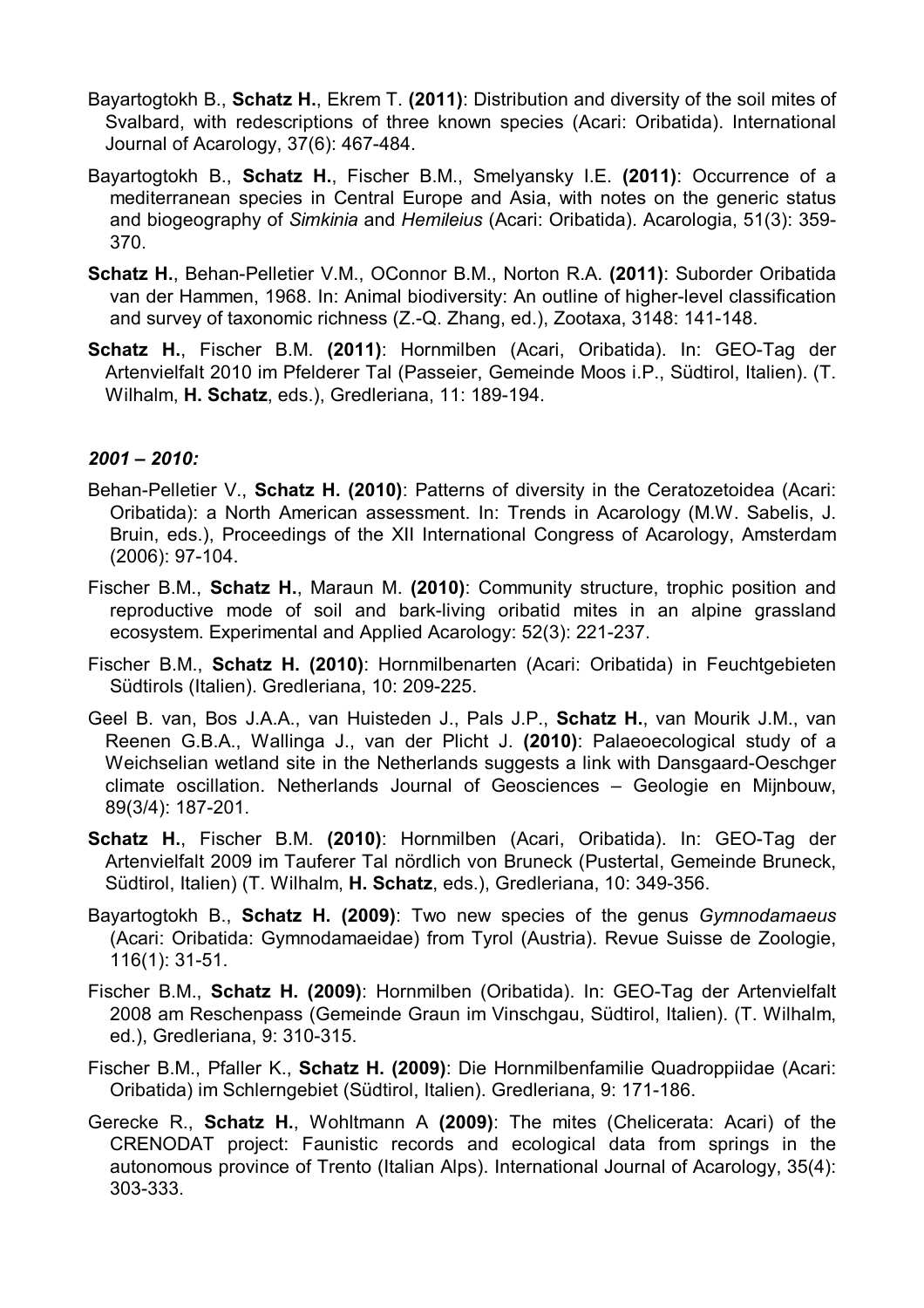Bayartogtokh B., **Schatz H.**, Ekrem T. **(2011)**: Distribution and diversity of the soil mites of Svalbard, with redescriptions of three known species (Acari: Oribatida). International Journal of Acarology, 37(6): 467-484.

Bayartogtokh B., **Schatz H.**, Fischer B.M., Smelyansky I.E. **(2011)**: Occurrence of a mediterranean species in Central Europe and Asia, with notes on the generic status and biogeography of *Simkinia* and *Hemileius* (Acari: Oribatida). Acarologia, 51(3): 359-370.

**Schatz H.**, Behan-Pelletier V.M., OConnor B.M., Norton R.A. **(2011)**: Suborder Oribatida van der Hammen, 1968. In: Animal biodiversity: An outline of higher-level classification and survey of taxonomic richness (Z.-Q. Zhang, ed.), Zootaxa, 3148: 141-148.

**Schatz H.**, Fischer B.M. **(2011)**: Hornmilben (Acari, Oribatida). In: GEO-Tag der Artenvielfalt 2010 im Pfelderer Tal (Passeier, Gemeinde Moos i.P., Südtirol, Italien). (T. Wilhalm, **H. Schatz**, eds.), Gredleriana, 11: 189-194.

***2001 – 2010:***

Behan-Pelletier V., **Schatz H. (2010)**: Patterns of diversity in the Ceratozetoidea (Acari: Oribatida): a North American assessment. In: Trends in Acarology (M.W. Sabelis, J. Bruin, eds.), Proceedings of the XII International Congress of Acarology, Amsterdam (2006): 97-104.

Fischer B.M., **Schatz H.**, Maraun M. **(2010)**: Community structure, trophic position and reproductive mode of soil and bark-living oribatid mites in an alpine grassland ecosystem. Experimental and Applied Acarology: 52(3): 221-237.

Fischer B.M., **Schatz H. (2010)**: Hornmilbenarten (Acari: Oribatida) in Feuchtgebieten Südtirols (Italien). Gredleriana, 10: 209-225.

Geel B. van, Bos J.A.A., van Huisteden J., Pals J.P., **Schatz H.**, van Mourik J.M., van Reenen G.B.A., Wallinga J., van der Plicht J. **(2010)**: Palaeoecological study of a Weichselian wetland site in the Netherlands suggests a link with Dansgaard-Oeschger climate oscillation. Netherlands Journal of Geosciences – Geologie en Mijnbouw, 89(3/4): 187-201.

**Schatz H.**, Fischer B.M. **(2010)**: Hornmilben (Acari, Oribatida). In: GEO-Tag der Artenvielfalt 2009 im Tauferer Tal nördlich von Bruneck (Pustertal, Gemeinde Bruneck, Südtirol, Italien) (T. Wilhalm, **H. Schatz**, eds.), Gredleriana, 10: 349-356.

Bayartogtokh B., **Schatz H. (2009)**: Two new species of the genus *Gymnodamaeus* (Acari: Oribatida: Gymnodamaeidae) from Tyrol (Austria). Revue Suisse de Zoologie, 116(1): 31-51.

Fischer B.M., **Schatz H. (2009)**: Hornmilben (Oribatida). In: GEO-Tag der Artenvielfalt 2008 am Reschenpass (Gemeinde Graun im Vinschgau, Südtirol, Italien). (T. Wilhalm, ed.), Gredleriana, 9: 310-315.

Fischer B.M., Pfaller K., **Schatz H. (2009)**: Die Hornmilbenfamilie Quadroppiidae (Acari: Oribatida) im Schlerngebiet (Südtirol, Italien). Gredleriana, 9: 171-186.

Gerecke R., **Schatz H.**, Wohltmann A **(2009)**: The mites (Chelicerata: Acari) of the CRENODAT project: Faunistic records and ecological data from springs in the autonomous province of Trento (Italian Alps). International Journal of Acarology, 35(4): 303-333.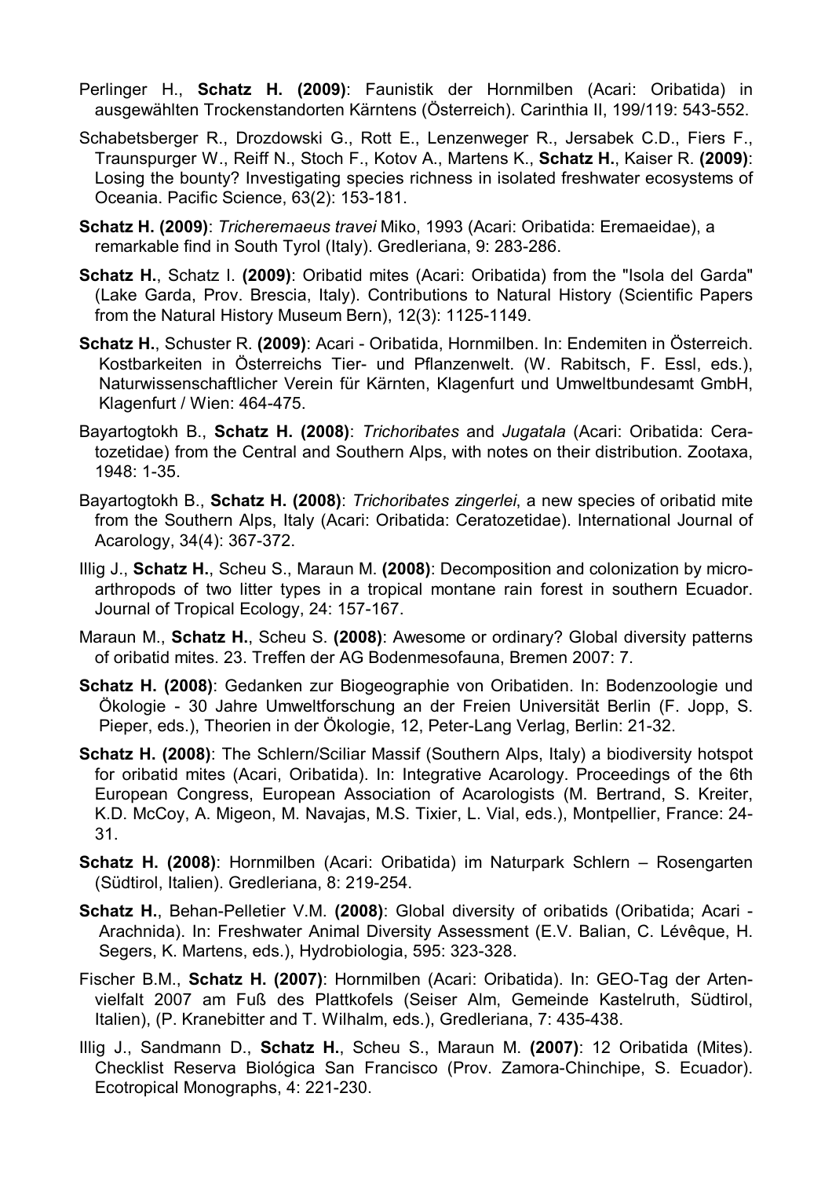Perlinger H., **Schatz H. (2009)**: Faunistik der Hornmilben (Acari: Oribatida) in ausgewählten Trockenstandorten Kärntens (Österreich). Carinthia II, 199/119: 543-552.

Schabetsberger R., Drozdowski G., Rott E., Lenzenweger R., Jersabek C.D., Fiers F., Traunspurger W., Reiff N., Stoch F., Kotov A., Martens K., **Schatz H.**, Kaiser R. **(2009)**: Losing the bounty? Investigating species richness in isolated freshwater ecosystems of Oceania. Pacific Science, 63(2): 153-181.

**Schatz H. (2009)**: *Tricheremaeus travei* Miko, 1993 (Acari: Oribatida: Eremaeidae), a remarkable find in South Tyrol (Italy). Gredleriana, 9: 283-286.

**Schatz H.**, Schatz I. **(2009)**: Oribatid mites (Acari: Oribatida) from the "Isola del Garda" (Lake Garda, Prov. Brescia, Italy). Contributions to Natural History (Scientific Papers from the Natural History Museum Bern), 12(3): 1125-1149.

**Schatz H.**, Schuster R. **(2009)**: Acari - Oribatida, Hornmilben. In: Endemiten in Österreich. Kostbarkeiten in Österreichs Tier- und Pflanzenwelt. (W. Rabitsch, F. Essl, eds.), Naturwissenschaftlicher Verein für Kärnten, Klagenfurt und Umweltbundesamt GmbH, Klagenfurt / Wien: 464-475.

Bayartogtokh B., **Schatz H. (2008)**: *Trichoribates* and *Jugatala* (Acari: Oribatida: Ceratozetidae) from the Central and Southern Alps, with notes on their distribution. Zootaxa, 1948: 1-35.

Bayartogtokh B., **Schatz H. (2008)**: *Trichoribates zingerlei*, a new species of oribatid mite from the Southern Alps, Italy (Acari: Oribatida: Ceratozetidae). International Journal of Acarology, 34(4): 367-372.

Illig J., **Schatz H.**, Scheu S., Maraun M. **(2008)**: Decomposition and colonization by microarthropods of two litter types in a tropical montane rain forest in southern Ecuador. Journal of Tropical Ecology, 24: 157-167.

Maraun M., **Schatz H.**, Scheu S. **(2008)**: Awesome or ordinary? Global diversity patterns of oribatid mites. 23. Treffen der AG Bodenmesofauna, Bremen 2007: 7.

**Schatz H. (2008)**: Gedanken zur Biogeographie von Oribatiden. In: Bodenzoologie und Ökologie - 30 Jahre Umweltforschung an der Freien Universität Berlin (F. Jopp, S. Pieper, eds.), Theorien in der Ökologie, 12, Peter-Lang Verlag, Berlin: 21-32.

**Schatz H. (2008)**: The Schlern/Sciliar Massif (Southern Alps, Italy) a biodiversity hotspot for oribatid mites (Acari, Oribatida). In: Integrative Acarology. Proceedings of the 6th European Congress, European Association of Acarologists (M. Bertrand, S. Kreiter, K.D. McCoy, A. Migeon, M. Navajas, M.S. Tixier, L. Vial, eds.), Montpellier, France: 24-31.

**Schatz H. (2008)**: Hornmilben (Acari: Oribatida) im Naturpark Schlern – Rosengarten (Südtirol, Italien). Gredleriana, 8: 219-254.

**Schatz H.**, Behan-Pelletier V.M. **(2008)**: Global diversity of oribatids (Oribatida; Acari - Arachnida). In: Freshwater Animal Diversity Assessment (E.V. Balian, C. Lévêque, H. Segers, K. Martens, eds.), Hydrobiologia, 595: 323-328.

Fischer B.M., **Schatz H. (2007)**: Hornmilben (Acari: Oribatida). In: GEO-Tag der Artenvielfalt 2007 am Fuß des Plattkofels (Seiser Alm, Gemeinde Kastelruth, Südtirol, Italien), (P. Kranebitter and T. Wilhalm, eds.), Gredleriana, 7: 435-438.

Illig J., Sandmann D., **Schatz H.**, Scheu S., Maraun M. **(2007)**: 12 Oribatida (Mites). Checklist Reserva Biológica San Francisco (Prov. Zamora-Chinchipe, S. Ecuador). Ecotropical Monographs, 4: 221-230.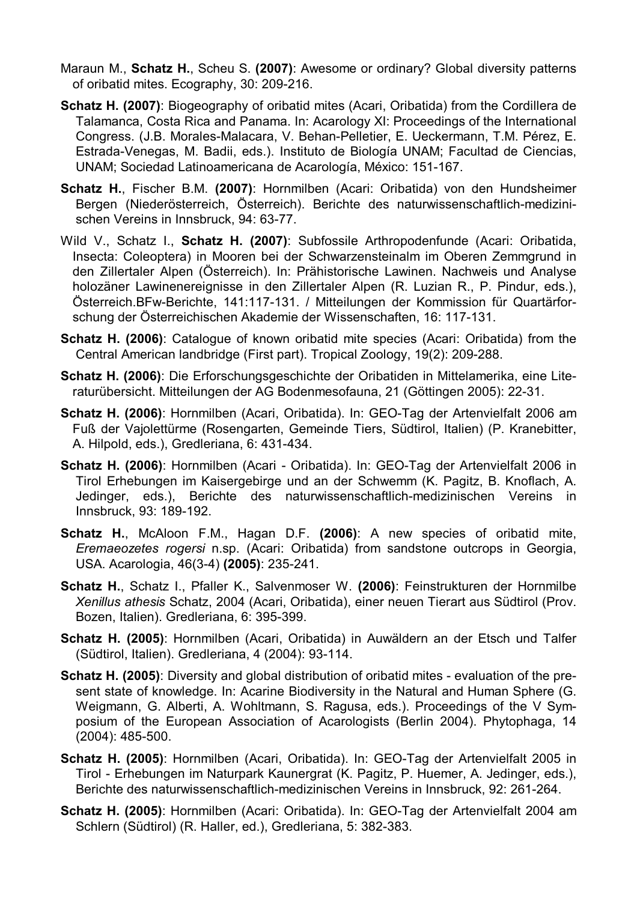Maraun M., **Schatz H.**, Scheu S. **(2007)**: Awesome or ordinary? Global diversity patterns of oribatid mites. Ecography, 30: 209-216.

**Schatz H. (2007)**: Biogeography of oribatid mites (Acari, Oribatida) from the Cordillera de Talamanca, Costa Rica and Panama. In: Acarology XI: Proceedings of the International Congress. (J.B. Morales-Malacara, V. Behan-Pelletier, E. Ueckermann, T.M. Pérez, E. Estrada-Venegas, M. Badii, eds.). Instituto de Biología UNAM; Facultad de Ciencias, UNAM; Sociedad Latinoamericana de Acarología, México: 151-167.

**Schatz H.**, Fischer B.M. **(2007)**: Hornmilben (Acari: Oribatida) von den Hundsheimer Bergen (Niederösterreich, Österreich). Berichte des naturwissenschaftlich-medizinischen Vereins in Innsbruck, 94: 63-77.

Wild V., Schatz I., **Schatz H. (2007)**: Subfossile Arthropodenfunde (Acari: Oribatida, Insecta: Coleoptera) in Mooren bei der Schwarzensteinalm im Oberen Zemmgrund in den Zillertaler Alpen (Österreich). In: Prähistorische Lawinen. Nachweis und Analyse holozäner Lawinenereignisse in den Zillertaler Alpen (R. Luzian R., P. Pindur, eds.), Österreich.BFw-Berichte, 141:117-131. / Mitteilungen der Kommission für Quartärforschung der Österreichischen Akademie der Wissenschaften, 16: 117-131.

**Schatz H. (2006)**: Catalogue of known oribatid mite species (Acari: Oribatida) from the Central American landbridge (First part). Tropical Zoology, 19(2): 209-288.

**Schatz H. (2006)**: Die Erforschungsgeschichte der Oribatiden in Mittelamerika, eine Literaturübersicht. Mitteilungen der AG Bodenmesofauna, 21 (Göttingen 2005): 22-31.

**Schatz H. (2006)**: Hornmilben (Acari, Oribatida). In: GEO-Tag der Artenvielfalt 2006 am Fuß der Vajolettürme (Rosengarten, Gemeinde Tiers, Südtirol, Italien) (P. Kranebitter, A. Hilpold, eds.), Gredleriana, 6: 431-434.

**Schatz H. (2006)**: Hornmilben (Acari - Oribatida). In: GEO-Tag der Artenvielfalt 2006 in Tirol Erhebungen im Kaisergebirge und an der Schwemm (K. Pagitz, B. Knoflach, A. Jedinger, eds.), Berichte des naturwissenschaftlich-medizinischen Vereins in Innsbruck, 93: 189-192.

**Schatz H.**, McAloon F.M., Hagan D.F. **(2006)**: A new species of oribatid mite, *Eremaeozetes rogersi* n.sp. (Acari: Oribatida) from sandstone outcrops in Georgia, USA. Acarologia, 46(3-4) **(2005)**: 235-241.

**Schatz H.**, Schatz I., Pfaller K., Salvenmoser W. **(2006)**: Feinstrukturen der Hornmilbe *Xenillus athesis* Schatz, 2004 (Acari, Oribatida), einer neuen Tierart aus Südtirol (Prov. Bozen, Italien). Gredleriana, 6: 395-399.

**Schatz H. (2005)**: Hornmilben (Acari, Oribatida) in Auwäldern an der Etsch und Talfer (Südtirol, Italien). Gredleriana, 4 (2004): 93-114.

**Schatz H. (2005)**: Diversity and global distribution of oribatid mites - evaluation of the present state of knowledge. In: Acarine Biodiversity in the Natural and Human Sphere (G. Weigmann, G. Alberti, A. Wohltmann, S. Ragusa, eds.). Proceedings of the V Symposium of the European Association of Acarologists (Berlin 2004). Phytophaga, 14 (2004): 485-500.

**Schatz H. (2005)**: Hornmilben (Acari, Oribatida). In: GEO-Tag der Artenvielfalt 2005 in Tirol - Erhebungen im Naturpark Kaunergrat (K. Pagitz, P. Huemer, A. Jedinger, eds.), Berichte des naturwissenschaftlich-medizinischen Vereins in Innsbruck, 92: 261-264.

**Schatz H. (2005)**: Hornmilben (Acari: Oribatida). In: GEO-Tag der Artenvielfalt 2004 am Schlern (Südtirol) (R. Haller, ed.), Gredleriana, 5: 382-383.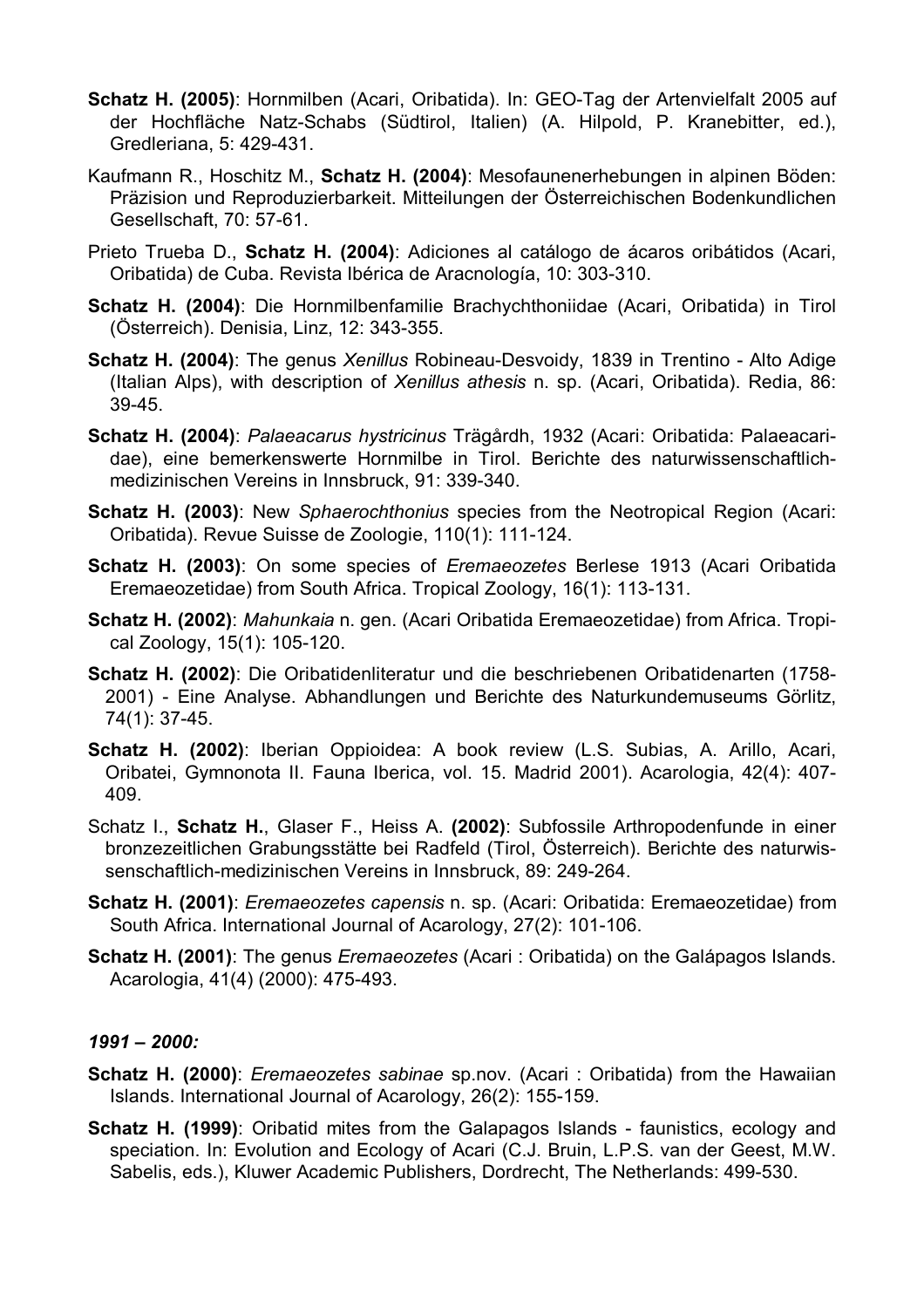**Schatz H. (2005)**: Hornmilben (Acari, Oribatida). In: GEO-Tag der Artenvielfalt 2005 auf der Hochfläche Natz-Schabs (Südtirol, Italien) (A. Hilpold, P. Kranebitter, ed.), Gredleriana, 5: 429-431.

Kaufmann R., Hoschitz M., **Schatz H. (2004)**: Mesofaunenerhebungen in alpinen Böden: Präzision und Reproduzierbarkeit. Mitteilungen der Österreichischen Bodenkundlichen Gesellschaft, 70: 57-61.

Prieto Trueba D., **Schatz H. (2004)**: Adiciones al catálogo de ácaros oribátidos (Acari, Oribatida) de Cuba. Revista Ibérica de Aracnología, 10: 303-310.

**Schatz H. (2004)**: Die Hornmilbenfamilie Brachychthoniidae (Acari, Oribatida) in Tirol (Österreich). Denisia, Linz, 12: 343-355.

**Schatz H. (2004)**: The genus *Xenillus* Robineau-Desvoidy, 1839 in Trentino - Alto Adige (Italian Alps), with description of *Xenillus athesis* n. sp. (Acari, Oribatida). Redia, 86: 39-45.

**Schatz H. (2004)**: *Palaeacarus hystricinus* Trägårdh, 1932 (Acari: Oribatida: Palaeacaridae), eine bemerkenswerte Hornmilbe in Tirol. Berichte des naturwissenschaftlich-medizinischen Vereins in Innsbruck, 91: 339-340.

**Schatz H. (2003)**: New *Sphaerochthonius* species from the Neotropical Region (Acari: Oribatida). Revue Suisse de Zoologie, 110(1): 111-124.

**Schatz H. (2003)**: On some species of *Eremaeozetes* Berlese 1913 (Acari Oribatida Eremaeozetidae) from South Africa. Tropical Zoology, 16(1): 113-131.

**Schatz H. (2002)**: *Mahunkaia* n. gen. (Acari Oribatida Eremaeozetidae) from Africa. Tropical Zoology, 15(1): 105-120.

**Schatz H. (2002)**: Die Oribatidenliteratur und die beschriebenen Oribatidenarten (1758-2001) - Eine Analyse. Abhandlungen und Berichte des Naturkundemuseums Görlitz, 74(1): 37-45.

**Schatz H. (2002)**: Iberian Oppioidea: A book review (L.S. Subias, A. Arillo, Acari, Oribatei, Gymnonota II. Fauna Iberica, vol. 15. Madrid 2001). Acarologia, 42(4): 407-409.

Schatz I., **Schatz H.**, Glaser F., Heiss A. **(2002)**: Subfossile Arthropodenfunde in einer bronzezeitlichen Grabungsstätte bei Radfeld (Tirol, Österreich). Berichte des naturwissenschaftlich-medizinischen Vereins in Innsbruck, 89: 249-264.

**Schatz H. (2001)**: *Eremaeozetes capensis* n. sp. (Acari: Oribatida: Eremaeozetidae) from South Africa. International Journal of Acarology, 27(2): 101-106.

**Schatz H. (2001)**: The genus *Eremaeozetes* (Acari : Oribatida) on the Galápagos Islands. Acarologia, 41(4) (2000): 475-493.

***1991 – 2000:***

**Schatz H. (2000)**: *Eremaeozetes sabinae* sp.nov. (Acari : Oribatida) from the Hawaiian Islands. International Journal of Acarology, 26(2): 155-159.

**Schatz H. (1999)**: Oribatid mites from the Galapagos Islands - faunistics, ecology and speciation. In: Evolution and Ecology of Acari (C.J. Bruin, L.P.S. van der Geest, M.W. Sabelis, eds.), Kluwer Academic Publishers, Dordrecht, The Netherlands: 499-530.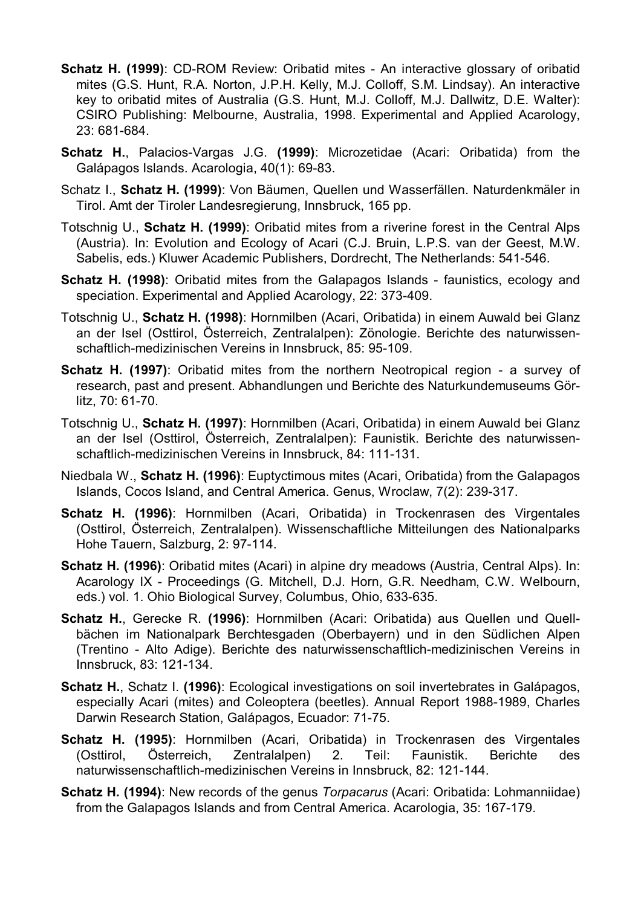**Schatz H. (1999)**: CD-ROM Review: Oribatid mites - An interactive glossary of oribatid mites (G.S. Hunt, R.A. Norton, J.P.H. Kelly, M.J. Colloff, S.M. Lindsay). An interactive key to oribatid mites of Australia (G.S. Hunt, M.J. Colloff, M.J. Dallwitz, D.E. Walter): CSIRO Publishing: Melbourne, Australia, 1998. Experimental and Applied Acarology, 23: 681-684.

**Schatz H.**, Palacios-Vargas J.G. **(1999)**: Microzetidae (Acari: Oribatida) from the Galápagos Islands. Acarologia, 40(1): 69-83.

Schatz I., **Schatz H. (1999)**: Von Bäumen, Quellen und Wasserfällen. Naturdenkmäler in Tirol. Amt der Tiroler Landesregierung, Innsbruck, 165 pp.

Totschnig U., **Schatz H. (1999)**: Oribatid mites from a riverine forest in the Central Alps (Austria). In: Evolution and Ecology of Acari (C.J. Bruin, L.P.S. van der Geest, M.W. Sabelis, eds.) Kluwer Academic Publishers, Dordrecht, The Netherlands: 541-546.

**Schatz H. (1998)**: Oribatid mites from the Galapagos Islands - faunistics, ecology and speciation. Experimental and Applied Acarology, 22: 373-409.

Totschnig U., **Schatz H. (1998)**: Hornmilben (Acari, Oribatida) in einem Auwald bei Glanz an der Isel (Osttirol, Österreich, Zentralalpen): Zönologie. Berichte des naturwissenschaftlich-medizinischen Vereins in Innsbruck, 85: 95-109.

**Schatz H. (1997)**: Oribatid mites from the northern Neotropical region - a survey of research, past and present. Abhandlungen und Berichte des Naturkundemuseums Görlitz, 70: 61-70.

Totschnig U., **Schatz H. (1997)**: Hornmilben (Acari, Oribatida) in einem Auwald bei Glanz an der Isel (Osttirol, Österreich, Zentralalpen): Faunistik. Berichte des naturwissenschaftlich-medizinischen Vereins in Innsbruck, 84: 111-131.

Niedbala W., **Schatz H. (1996)**: Euptyctimous mites (Acari, Oribatida) from the Galapagos Islands, Cocos Island, and Central America. Genus, Wroclaw, 7(2): 239-317.

**Schatz H. (1996)**: Hornmilben (Acari, Oribatida) in Trockenrasen des Virgentales (Osttirol, Österreich, Zentralalpen). Wissenschaftliche Mitteilungen des Nationalparks Hohe Tauern, Salzburg, 2: 97-114.

**Schatz H. (1996)**: Oribatid mites (Acari) in alpine dry meadows (Austria, Central Alps). In: Acarology IX - Proceedings (G. Mitchell, D.J. Horn, G.R. Needham, C.W. Welbourn, eds.) vol. 1. Ohio Biological Survey, Columbus, Ohio, 633-635.

**Schatz H.**, Gerecke R. **(1996)**: Hornmilben (Acari: Oribatida) aus Quellen und Quellbächen im Nationalpark Berchtesgaden (Oberbayern) und in den Südlichen Alpen (Trentino - Alto Adige). Berichte des naturwissenschaftlich-medizinischen Vereins in Innsbruck, 83: 121-134.

**Schatz H.**, Schatz I. **(1996)**: Ecological investigations on soil invertebrates in Galápagos, especially Acari (mites) and Coleoptera (beetles). Annual Report 1988-1989, Charles Darwin Research Station, Galápagos, Ecuador: 71-75.

**Schatz H. (1995)**: Hornmilben (Acari, Oribatida) in Trockenrasen des Virgentales (Osttirol, Österreich, Zentralalpen) 2. Teil: Faunistik. Berichte des naturwissenschaftlich-medizinischen Vereins in Innsbruck, 82: 121-144.

**Schatz H. (1994)**: New records of the genus *Torpacarus* (Acari: Oribatida: Lohmanniidae) from the Galapagos Islands and from Central America. Acarologia, 35: 167-179.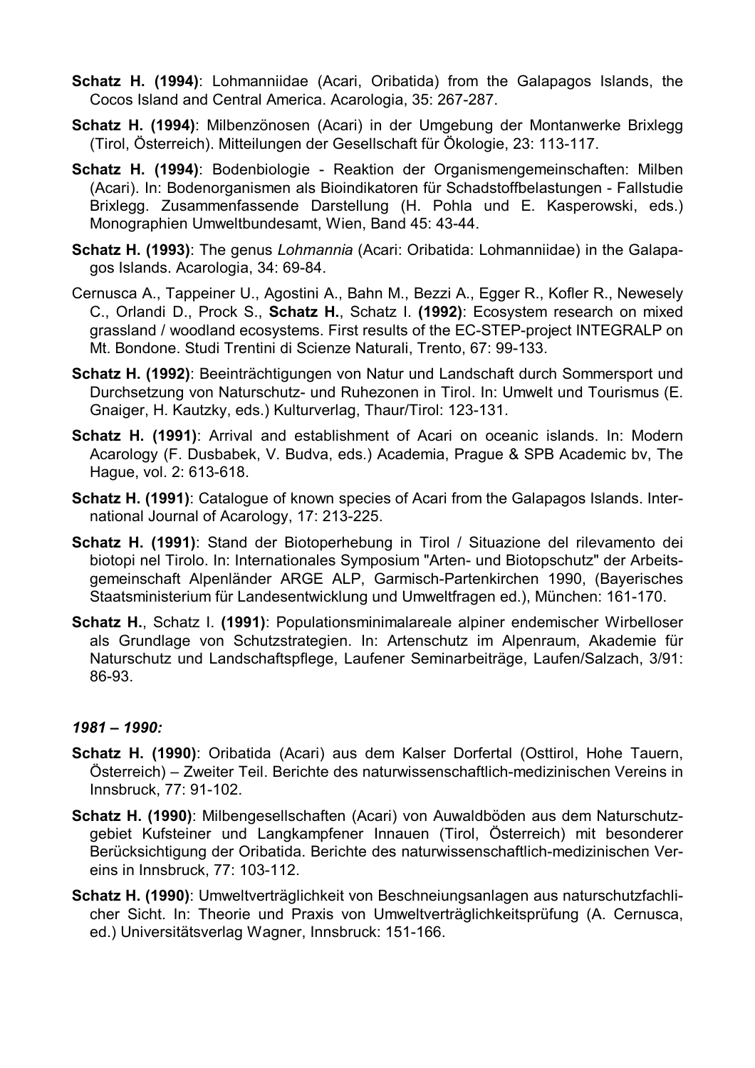**Schatz H. (1994)**: Lohmanniidae (Acari, Oribatida) from the Galapagos Islands, the Cocos Island and Central America. Acarologia, 35: 267-287.

**Schatz H. (1994)**: Milbenzönosen (Acari) in der Umgebung der Montanwerke Brixlegg (Tirol, Österreich). Mitteilungen der Gesellschaft für Ökologie, 23: 113-117.

**Schatz H. (1994)**: Bodenbiologie - Reaktion der Organismengemeinschaften: Milben (Acari). In: Bodenorganismen als Bioindikatoren für Schadstoffbelastungen - Fallstudie Brixlegg. Zusammenfassende Darstellung (H. Pohla und E. Kasperowski, eds.) Monographien Umweltbundesamt, Wien, Band 45: 43-44.

**Schatz H. (1993)**: The genus *Lohmannia* (Acari: Oribatida: Lohmanniidae) in the Galapagos Islands. Acarologia, 34: 69-84.

Cernusca A., Tappeiner U., Agostini A., Bahn M., Bezzi A., Egger R., Kofler R., Newesely C., Orlandi D., Prock S., **Schatz H.**, Schatz I. **(1992)**: Ecosystem research on mixed grassland / woodland ecosystems. First results of the EC-STEP-project INTEGRALP on Mt. Bondone. Studi Trentini di Scienze Naturali, Trento, 67: 99-133.

**Schatz H. (1992)**: Beeinträchtigungen von Natur und Landschaft durch Sommersport und Durchsetzung von Naturschutz- und Ruhezonen in Tirol. In: Umwelt und Tourismus (E. Gnaiger, H. Kautzky, eds.) Kulturverlag, Thaur/Tirol: 123-131.

**Schatz H. (1991)**: Arrival and establishment of Acari on oceanic islands. In: Modern Acarology (F. Dusbabek, V. Budva, eds.) Academia, Prague & SPB Academic bv, The Hague, vol. 2: 613-618.

**Schatz H. (1991)**: Catalogue of known species of Acari from the Galapagos Islands. International Journal of Acarology, 17: 213-225.

**Schatz H. (1991)**: Stand der Biotoperhebung in Tirol / Situazione del rilevamento dei biotopi nel Tirolo. In: Internationales Symposium "Arten- und Biotopschutz" der Arbeitsgemeinschaft Alpenländer ARGE ALP, Garmisch-Partenkirchen 1990, (Bayerisches Staatsministerium für Landesentwicklung und Umweltfragen ed.), München: 161-170.

**Schatz H.**, Schatz I. **(1991)**: Populationsminimalareale alpiner endemischer Wirbelloser als Grundlage von Schutzstrategien. In: Artenschutz im Alpenraum, Akademie für Naturschutz und Landschaftspflege, Laufener Seminarbeiträge, Laufen/Salzach, 3/91: 86-93.

### *1981 – 1990:*

**Schatz H. (1990)**: Oribatida (Acari) aus dem Kalser Dorfertal (Osttirol, Hohe Tauern, Österreich) – Zweiter Teil. Berichte des naturwissenschaftlich-medizinischen Vereins in Innsbruck, 77: 91-102.

**Schatz H. (1990)**: Milbengesellschaften (Acari) von Auwaldböden aus dem Naturschutzgebiet Kufsteiner und Langkampfener Innauen (Tirol, Österreich) mit besonderer Berücksichtigung der Oribatida. Berichte des naturwissenschaftlich-medizinischen Vereins in Innsbruck, 77: 103-112.

**Schatz H. (1990)**: Umweltverträglichkeit von Beschneiungsanlagen aus naturschutzfachlicher Sicht. In: Theorie und Praxis von Umweltverträglichkeitsprüfung (A. Cernusca, ed.) Universitätsverlag Wagner, Innsbruck: 151-166.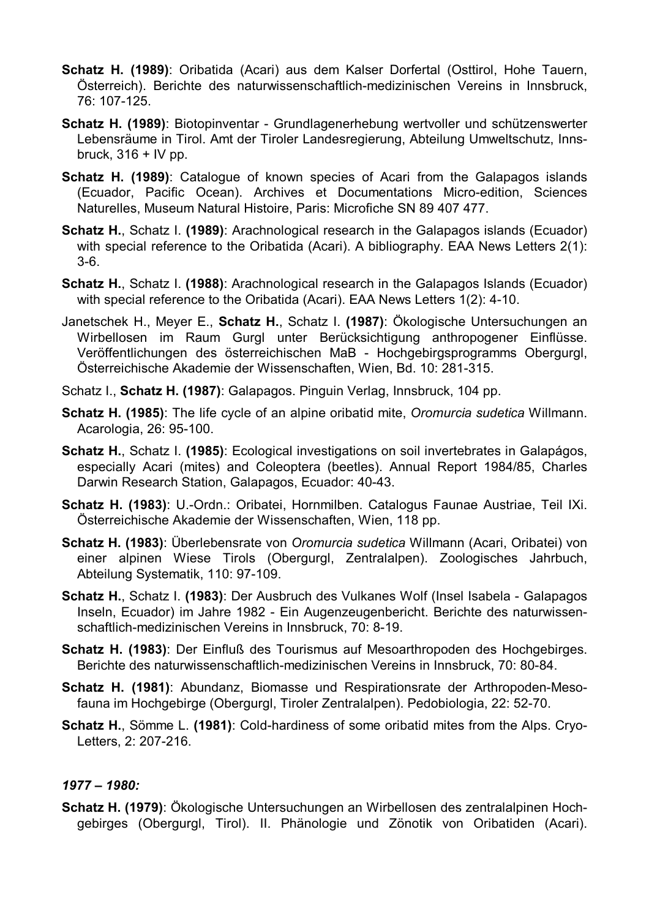**Schatz H. (1989)**: Oribatida (Acari) aus dem Kalser Dorfertal (Osttirol, Hohe Tauern, Österreich). Berichte des naturwissenschaftlich-medizinischen Vereins in Innsbruck, 76: 107-125.

**Schatz H. (1989)**: Biotopinventar - Grundlagenerhebung wertvoller und schützenswerter Lebensräume in Tirol. Amt der Tiroler Landesregierung, Abteilung Umweltschutz, Innsbruck, 316 + IV pp.

**Schatz H. (1989)**: Catalogue of known species of Acari from the Galapagos islands (Ecuador, Pacific Ocean). Archives et Documentations Micro-edition, Sciences Naturelles, Museum Natural Histoire, Paris: Microfiche SN 89 407 477.

**Schatz H.**, Schatz I. **(1989)**: Arachnological research in the Galapagos islands (Ecuador) with special reference to the Oribatida (Acari). A bibliography. EAA News Letters 2(1): 3-6.

**Schatz H.**, Schatz I. **(1988)**: Arachnological research in the Galapagos Islands (Ecuador) with special reference to the Oribatida (Acari). EAA News Letters 1(2): 4-10.

Janetschek H., Meyer E., **Schatz H.**, Schatz I. **(1987)**: Ökologische Untersuchungen an Wirbellosen im Raum Gurgl unter Berücksichtigung anthropogener Einflüsse. Veröffentlichungen des österreichischen MaB - Hochgebirgsprogramms Obergurgl, Österreichische Akademie der Wissenschaften, Wien, Bd. 10: 281-315.

Schatz I., **Schatz H. (1987)**: Galapagos. Pinguin Verlag, Innsbruck, 104 pp.

**Schatz H. (1985)**: The life cycle of an alpine oribatid mite, *Oromurcia sudetica* Willmann. Acarologia, 26: 95-100.

**Schatz H.**, Schatz I. **(1985)**: Ecological investigations on soil invertebrates in Galapágos, especially Acari (mites) and Coleoptera (beetles). Annual Report 1984/85, Charles Darwin Research Station, Galapagos, Ecuador: 40-43.

**Schatz H. (1983)**: U.-Ordn.: Oribatei, Hornmilben. Catalogus Faunae Austriae, Teil IXi. Österreichische Akademie der Wissenschaften, Wien, 118 pp.

**Schatz H. (1983)**: Überlebensrate von *Oromurcia sudetica* Willmann (Acari, Oribatei) von einer alpinen Wiese Tirols (Obergurgl, Zentralalpen). Zoologisches Jahrbuch, Abteilung Systematik, 110: 97-109.

**Schatz H.**, Schatz I. **(1983)**: Der Ausbruch des Vulkanes Wolf (Insel Isabela - Galapagos Inseln, Ecuador) im Jahre 1982 - Ein Augenzeugenbericht. Berichte des naturwissenschaftlich-medizinischen Vereins in Innsbruck, 70: 8-19.

**Schatz H. (1983)**: Der Einfluß des Tourismus auf Mesoarthropoden des Hochgebirges. Berichte des naturwissenschaftlich-medizinischen Vereins in Innsbruck, 70: 80-84.

**Schatz H. (1981)**: Abundanz, Biomasse und Respirationsrate der Arthropoden-Mesofauna im Hochgebirge (Obergurgl, Tiroler Zentralalpen). Pedobiologia, 22: 52-70.

**Schatz H.**, Sömme L. **(1981)**: Cold-hardiness of some oribatid mites from the Alps. Cryo-Letters, 2: 207-216.

***1977 – 1980:***

**Schatz H. (1979)**: Ökologische Untersuchungen an Wirbellosen des zentralalpinen Hochgebirges (Obergurgl, Tirol). II. Phänologie und Zönotik von Oribatiden (Acari).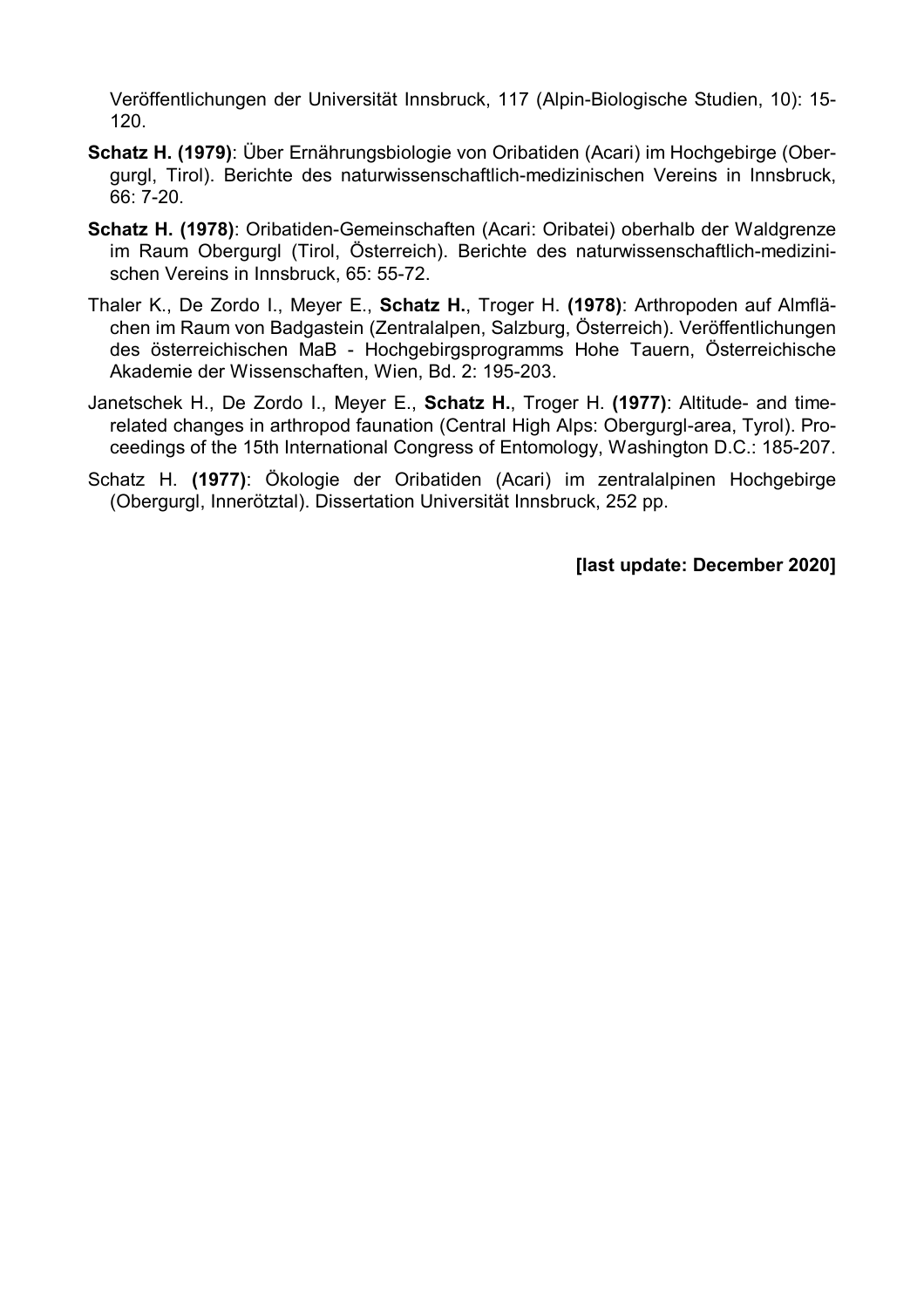Veröffentlichungen der Universität Innsbruck, 117 (Alpin-Biologische Studien, 10): 15-120.

**Schatz H. (1979)**: Über Ernährungsbiologie von Oribatiden (Acari) im Hochgebirge (Obergurgl, Tirol). Berichte des naturwissenschaftlich-medizinischen Vereins in Innsbruck, 66: 7-20.

**Schatz H. (1978)**: Oribatiden-Gemeinschaften (Acari: Oribatei) oberhalb der Waldgrenze im Raum Obergurgl (Tirol, Österreich). Berichte des naturwissenschaftlich-medizinischen Vereins in Innsbruck, 65: 55-72.

Thaler K., De Zordo I., Meyer E., **Schatz H.**, Troger H. **(1978)**: Arthropoden auf Almflächen im Raum von Badgastein (Zentralalpen, Salzburg, Österreich). Veröffentlichungen des österreichischen MaB - Hochgebirgsprogramms Hohe Tauern, Österreichische Akademie der Wissenschaften, Wien, Bd. 2: 195-203.

Janetschek H., De Zordo I., Meyer E., **Schatz H.**, Troger H. **(1977)**: Altitude- and time-related changes in arthropod faunation (Central High Alps: Obergurgl-area, Tyrol). Proceedings of the 15th International Congress of Entomology, Washington D.C.: 185-207.

Schatz H. **(1977)**: Ökologie der Oribatiden (Acari) im zentralalpinen Hochgebirge (Obergurgl, Inneröztal). Dissertation Universität Innsbruck, 252 pp.

**[last update: December 2020]**